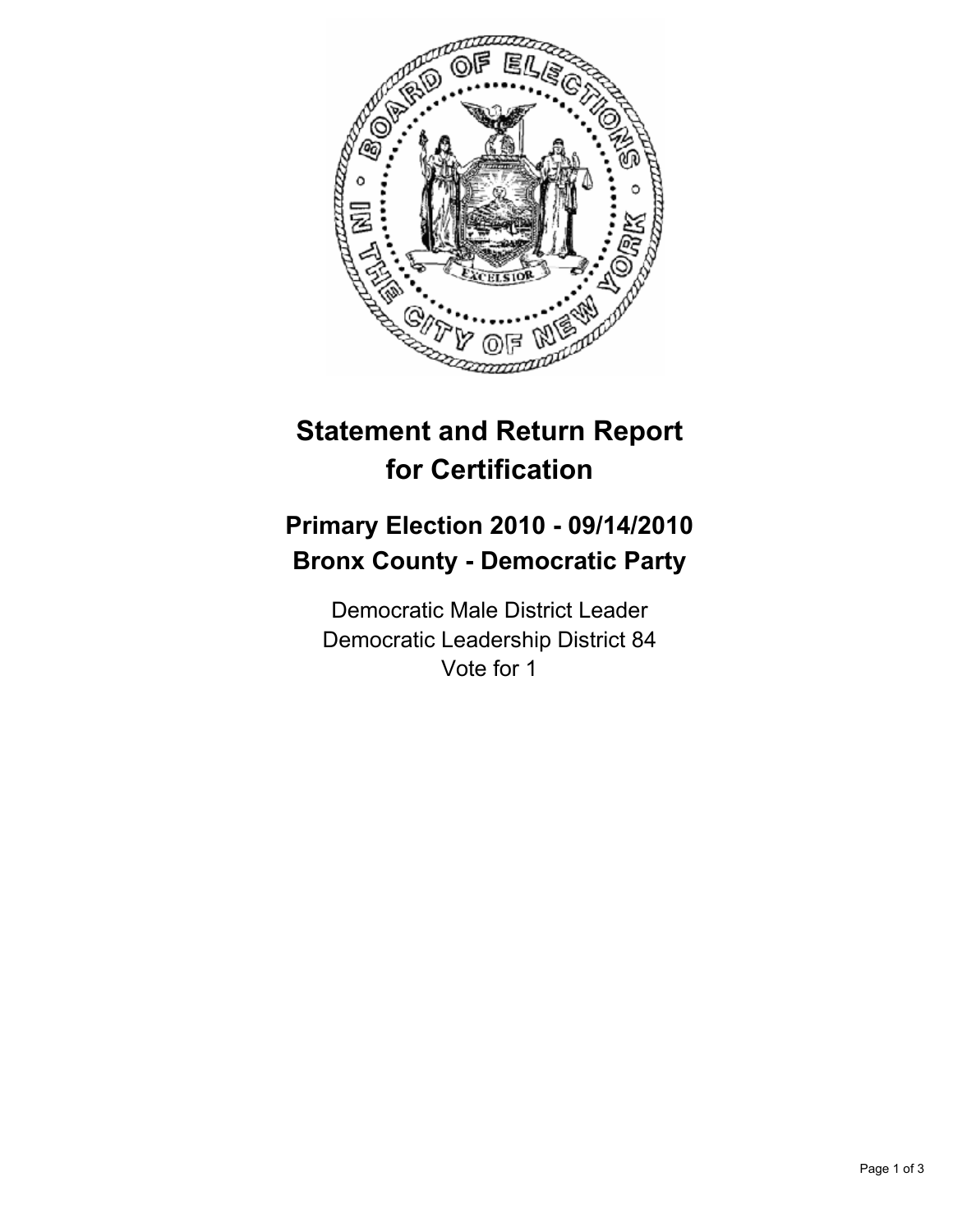# Statement and Return Report for Certification

## Primary Election 2010 - 09/14/2010
## Bronx County - Democratic Party

Democratic Male District Leader
Democratic Leadership District 84
Vote for 1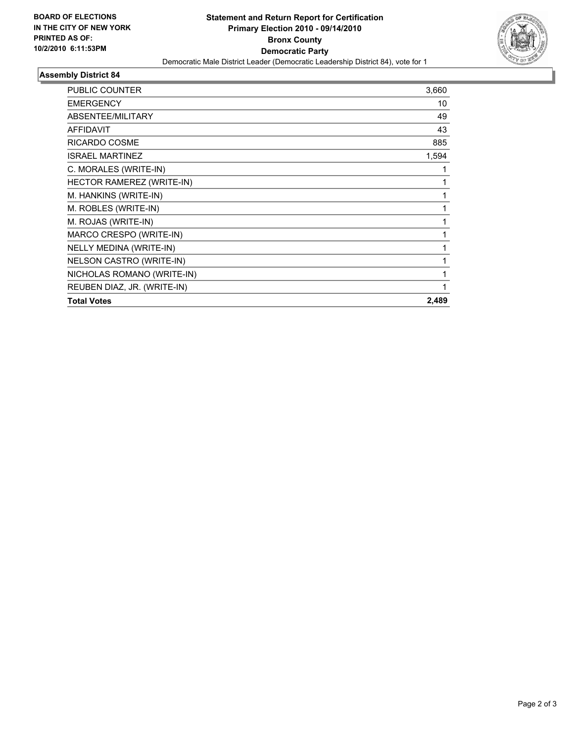**BOARD OF ELECTIONS IN THE CITY OF NEW YORK PRINTED AS OF: 10/2/2010 6:11:53PM**

# Statement and Return Report for Certification
## Primary Election 2010 - 09/14/2010
## Bronx County
## Democratic Party

Democratic Male District Leader (Democratic Leadership District 84), vote for 1

### Assembly District 84

| | |
|---|---|
| PUBLIC COUNTER | 3,660 |
| EMERGENCY | 10 |
| ABSENTEE/MILITARY | 49 |
| AFFIDAVIT | 43 |
| RICARDO COSME | 885 |
| ISRAEL MARTINEZ | 1,594 |
| C. MORALES (WRITE-IN) | 1 |
| HECTOR RAMEREZ (WRITE-IN) | 1 |
| M. HANKINS (WRITE-IN) | 1 |
| M. ROBLES (WRITE-IN) | 1 |
| M. ROJAS (WRITE-IN) | 1 |
| MARCO CRESPO (WRITE-IN) | 1 |
| NELLY MEDINA (WRITE-IN) | 1 |
| NELSON CASTRO (WRITE-IN) | 1 |
| NICHOLAS ROMANO (WRITE-IN) | 1 |
| REUBEN DIAZ, JR. (WRITE-IN) | 1 |
| **Total Votes** | **2,489** |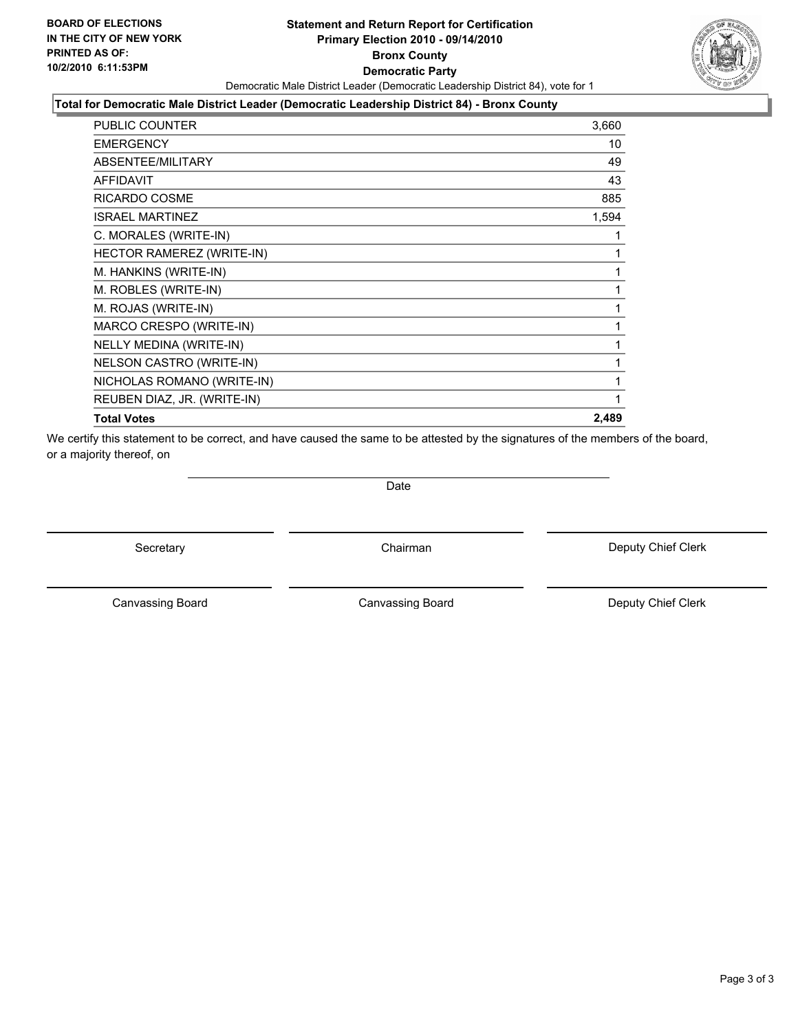**BOARD OF ELECTIONS IN THE CITY OF NEW YORK PRINTED AS OF: 10/2/2010 6:11:53PM**

# Statement and Return Report for Certification
## Primary Election 2010 - 09/14/2010
## Bronx County
## Democratic Party

Democratic Male District Leader (Democratic Leadership District 84), vote for 1

**Total for Democratic Male District Leader (Democratic Leadership District 84) - Bronx County**

| | |
|---|---|
| PUBLIC COUNTER | 3,660 |
| EMERGENCY | 10 |
| ABSENTEE/MILITARY | 49 |
| AFFIDAVIT | 43 |
| RICARDO COSME | 885 |
| ISRAEL MARTINEZ | 1,594 |
| C. MORALES (WRITE-IN) | 1 |
| HECTOR RAMEREZ (WRITE-IN) | 1 |
| M. HANKINS (WRITE-IN) | 1 |
| M. ROBLES (WRITE-IN) | 1 |
| M. ROJAS (WRITE-IN) | 1 |
| MARCO CRESPO (WRITE-IN) | 1 |
| NELLY MEDINA (WRITE-IN) | 1 |
| NELSON CASTRO (WRITE-IN) | 1 |
| NICHOLAS ROMANO (WRITE-IN) | 1 |
| REUBEN DIAZ, JR. (WRITE-IN) | 1 |
| **Total Votes** | **2,489** |

We certify this statement to be correct, and have caused the same to be attested by the signatures of the members of the board, or a majority thereof, on

Date

Secretary

Chairman

Deputy Chief Clerk

Canvassing Board

Canvassing Board

Deputy Chief Clerk